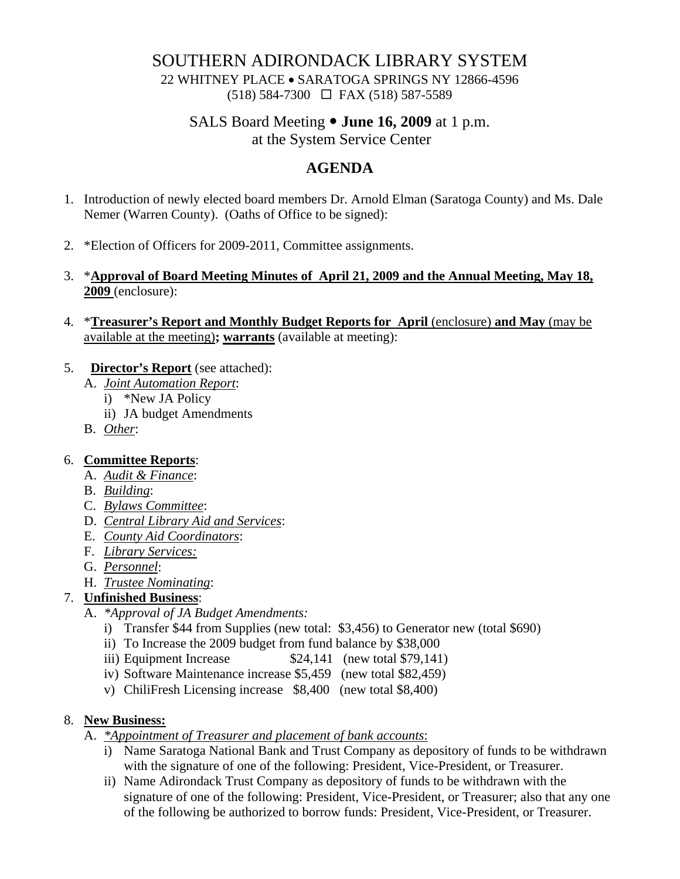# SOUTHERN ADIRONDACK LIBRARY SYSTEM

22 WHITNEY PLACE • SARATOGA SPRINGS NY 12866-4596
(518) 584-7300 ☐ FAX (518) 587-5589

SALS Board Meeting • **June 16, 2009** at 1 p.m.
at the System Service Center

## AGENDA

1. Introduction of newly elected board members Dr. Arnold Elman (Saratoga County) and Ms. Dale Nemer (Warren County). (Oaths of Office to be signed):

2. *Election of Officers for 2009-2011, Committee assignments.

3. *<u>**Approval of Board Meeting Minutes of April 21, 2009 and the Annual Meeting, May 18, 2009**</u> (enclosure):

4. *<u>**Treasurer's Report and Monthly Budget Reports for April** (enclosure) **and May** (may be available at the meeting)**; warrants**</u> (available at meeting):

5. <u>**Director's Report**</u> (see attached):
   - A. *<u>Joint Automation Report</u>*:
     - i) *New JA Policy
     - ii) JA budget Amendments
   - B. *<u>Other</u>*:

6. <u>**Committee Reports**</u>:
   - A. *<u>Audit & Finance</u>*:
   - B. *<u>Building</u>*:
   - C. *<u>Bylaws Committee</u>*:
   - D. *<u>Central Library Aid and Services</u>*:
   - E. *<u>County Aid Coordinators</u>*:
   - F. *<u>Library Services:</u>*
   - G. *<u>Personnel</u>*:
   - H. *<u>Trustee Nominating</u>*:

7. <u>**Unfinished Business**</u>:
   - A. **Approval of JA Budget Amendments:*
     - i) Transfer $44 from Supplies (new total: $3,456) to Generator new (total $690)
     - ii) To Increase the 2009 budget from fund balance by $38,000
     - iii) Equipment Increase $24,141 (new total $79,141)
     - iv) Software Maintenance increase $5,459 (new total $82,459)
     - v) ChiliFresh Licensing increase $8,400 (new total $8,400)

8. <u>**New Business:**</u>
   - A. *<u>*Appointment of Treasurer and placement of bank accounts</u>*:
     - i) Name Saratoga National Bank and Trust Company as depository of funds to be withdrawn with the signature of one of the following: President, Vice-President, or Treasurer.
     - ii) Name Adirondack Trust Company as depository of funds to be withdrawn with the signature of one of the following: President, Vice-President, or Treasurer; also that any one of the following be authorized to borrow funds: President, Vice-President, or Treasurer.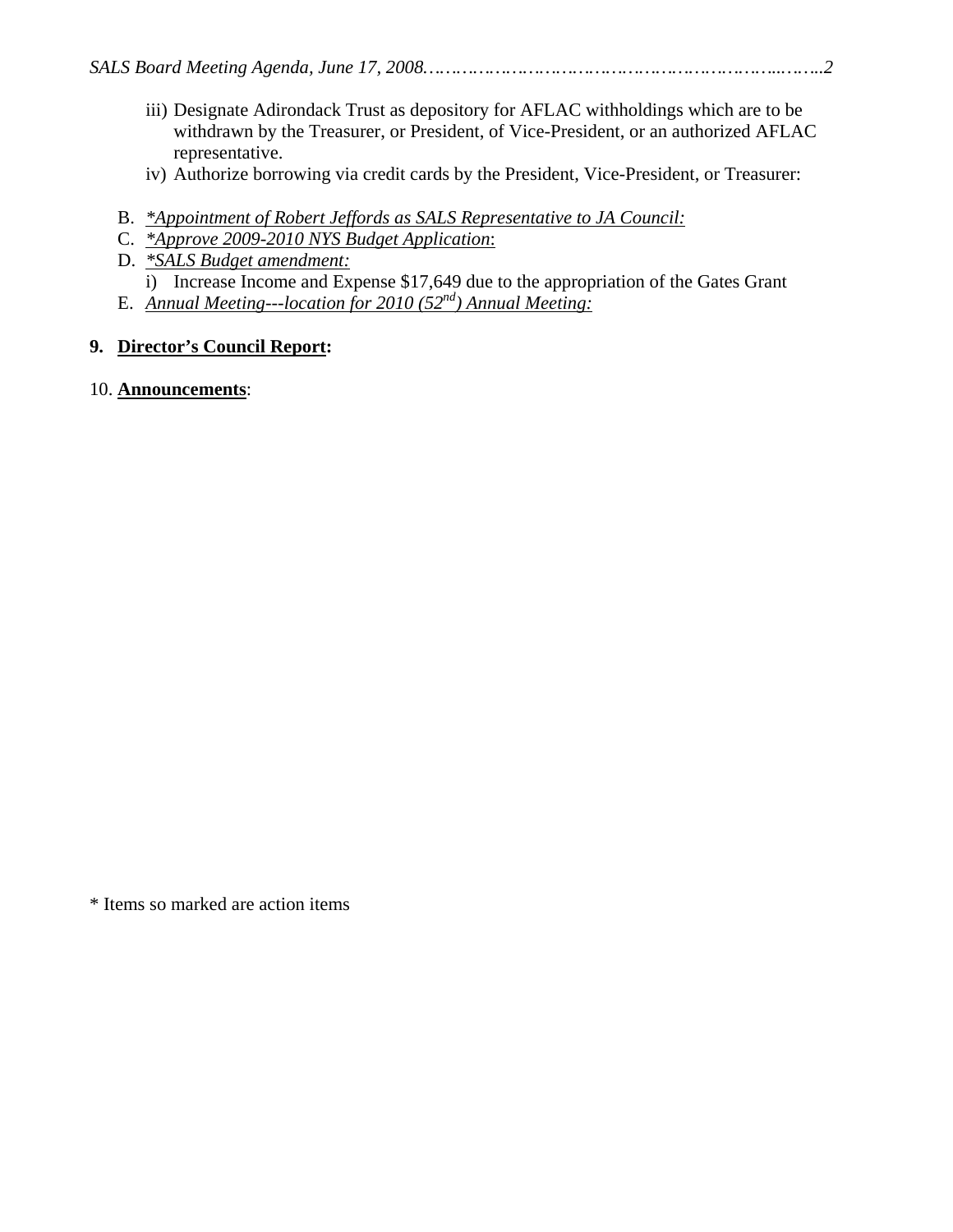iii) Designate Adirondack Trust as depository for AFLAC withholdings which are to be withdrawn by the Treasurer, or President, of Vice-President, or an authorized AFLAC representative.

iv) Authorize borrowing via credit cards by the President, Vice-President, or Treasurer:

B. *\*Appointment of Robert Jeffords as SALS Representative to JA Council:*

C. *\*Approve 2009-2010 NYS Budget Application*:

D. *\*SALS Budget amendment:*

   i) Increase Income and Expense $17,649 due to the appropriation of the Gates Grant

E. *Annual Meeting---location for 2010 (52nd) Annual Meeting:*

**9. Director's Council Report:**

10. **Announcements**:

\* Items so marked are action items